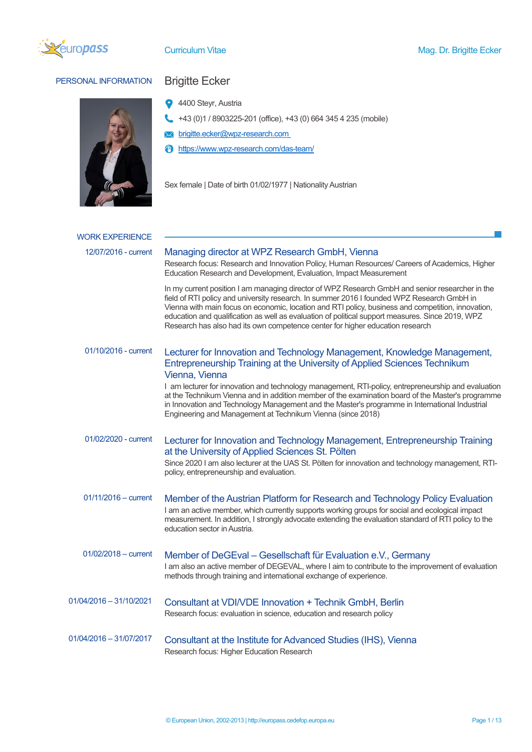Curriculum Vitae — Mag. Dr. Brigitte Ecker

## PERSONAL INFORMATION

# Brigitte Ecker

4400 Steyr, Austria

+43 (0)1 / 8903225-201 (office), +43 (0) 664 345 4 235 (mobile)

brigitte.ecker@wpz-research.com

https://www.wpz-research.com/das-team/

Sex female | Date of birth 01/02/1977 | Nationality Austrian

## WORK EXPERIENCE

**12/07/2016 - current**

### Managing director at WPZ Research GmbH, Vienna

Research focus: Research and Innovation Policy, Human Resources/ Careers of Academics, Higher Education Research and Development, Evaluation, Impact Measurement

In my current position I am managing director of WPZ Research GmbH and senior researcher in the field of RTI policy and university research. In summer 2016 I founded WPZ Research GmbH in Vienna with main focus on economic, location and RTI policy, business and competition, innovation, education and qualification as well as evaluation of political support measures. Since 2019, WPZ Research has also had its own competence center for higher education research

**01/10/2016 - current**

### Lecturer for Innovation and Technology Management, Knowledge Management, Entrepreneurship Training at the University of Applied Sciences Technikum Vienna, Vienna

I am lecturer for innovation and technology management, RTI-policy, entrepreneurship and evaluation at the Technikum Vienna and in addition member of the examination board of the Master's programme in Innovation and Technology Management and the Master's programme in International Industrial Engineering and Management at Technikum Vienna (since 2018)

**01/02/2020 - current**

### Lecturer for Innovation and Technology Management, Entrepreneurship Training at the University of Applied Sciences St. Pölten

Since 2020 I am also lecturer at the UAS St. Pölten for innovation and technology management, RTI-policy, entrepreneurship and evaluation.

**01/11/2016 – current**

### Member of the Austrian Platform for Research and Technology Policy Evaluation

I am an active member, which currently supports working groups for social and ecological impact measurement. In addition, I strongly advocate extending the evaluation standard of RTI policy to the education sector in Austria.

**01/02/2018 – current**

### Member of DeGEval – Gesellschaft für Evaluation e.V., Germany

I am also an active member of DEGEVAL, where I aim to contribute to the improvement of evaluation methods through training and international exchange of experience.

**01/04/2016 – 31/10/2021**

### Consultant at VDI/VDE Innovation + Technik GmbH, Berlin

Research focus: evaluation in science, education and research policy

**01/04/2016 – 31/07/2017**

### Consultant at the Institute for Advanced Studies (IHS), Vienna

Research focus: Higher Education Research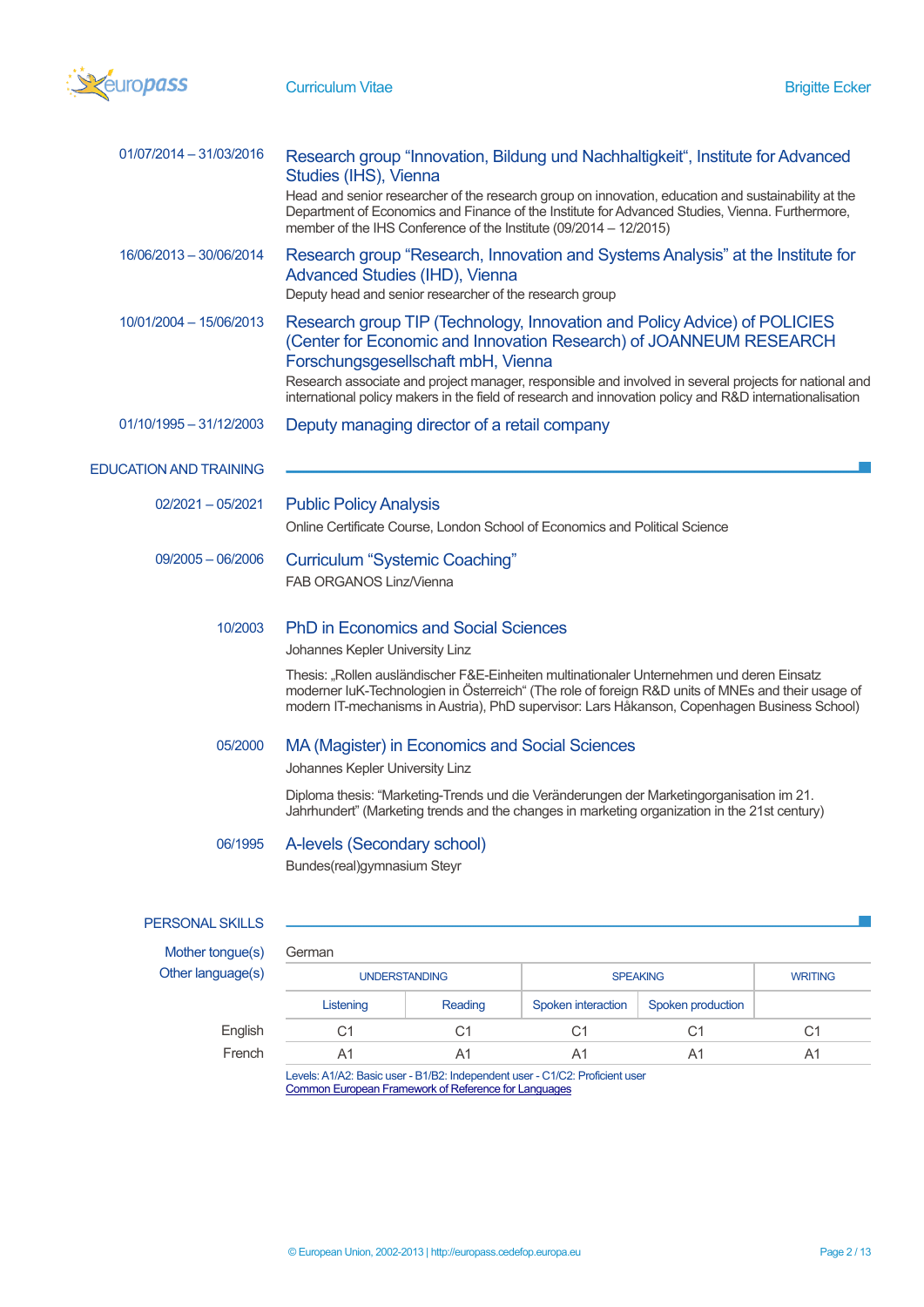01/07/2014 – 31/03/2016

### Research group "Innovation, Bildung und Nachhaltigkeit", Institute for Advanced Studies (IHS), Vienna

Head and senior researcher of the research group on innovation, education and sustainability at the Department of Economics and Finance of the Institute for Advanced Studies, Vienna. Furthermore, member of the IHS Conference of the Institute (09/2014 – 12/2015)

16/06/2013 – 30/06/2014

### Research group "Research, Innovation and Systems Analysis" at the Institute for Advanced Studies (IHD), Vienna

Deputy head and senior researcher of the research group

10/01/2004 – 15/06/2013

### Research group TIP (Technology, Innovation and Policy Advice) of POLICIES (Center for Economic and Innovation Research) of JOANNEUM RESEARCH Forschungsgesellschaft mbH, Vienna

Research associate and project manager, responsible and involved in several projects for national and international policy makers in the field of research and innovation policy and R&D internationalisation

01/10/1995 – 31/12/2003

### Deputy managing director of a retail company

## EDUCATION AND TRAINING

02/2021 – 05/2021

### Public Policy Analysis

Online Certificate Course, London School of Economics and Political Science

09/2005 – 06/2006

### Curriculum "Systemic Coaching"

FAB ORGANOS Linz/Vienna

10/2003

### PhD in Economics and Social Sciences

Johannes Kepler University Linz

Thesis: „Rollen ausländischer F&E-Einheiten multinationaler Unternehmen und deren Einsatz moderner IuK-Technologien in Österreich" (The role of foreign R&D units of MNEs and their usage of modern IT-mechanisms in Austria), PhD supervisor: Lars Håkanson, Copenhagen Business School)

05/2000

### MA (Magister) in Economics and Social Sciences

Johannes Kepler University Linz

Diploma thesis: "Marketing-Trends und die Veränderungen der Marketingorganisation im 21. Jahrhundert" (Marketing trends and the changes in marketing organization in the 21st century)

06/1995

### A-levels (Secondary school)

Bundes(real)gymnasium Steyr

## PERSONAL SKILLS

Mother tongue(s): German

Other language(s):

| | UNDERSTANDING | | SPEAKING | | WRITING |
|---|---|---|---|---|---|
| | Listening | Reading | Spoken interaction | Spoken production | |
| English | C1 | C1 | C1 | C1 | C1 |
| French | A1 | A1 | A1 | A1 | A1 |

Levels: A1/A2: Basic user - B1/B2: Independent user - C1/C2: Proficient user
Common European Framework of Reference for Languages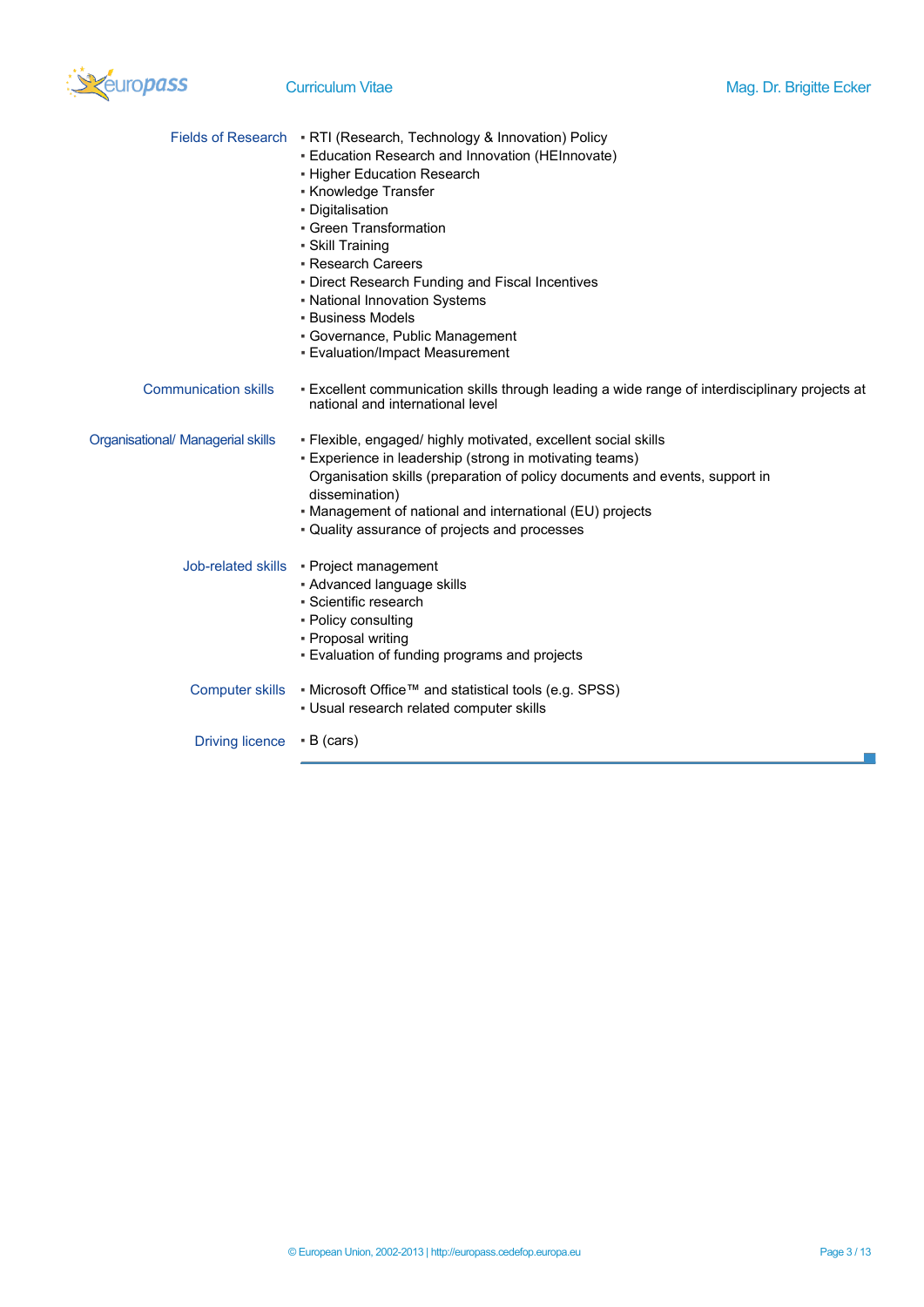**Fields of Research**

- RTI (Research, Technology & Innovation) Policy
- Education Research and Innovation (HEInnovate)
- Higher Education Research
- Knowledge Transfer
- Digitalisation
- Green Transformation
- Skill Training
- Research Careers
- Direct Research Funding and Fiscal Incentives
- National Innovation Systems
- Business Models
- Governance, Public Management
- Evaluation/Impact Measurement

**Communication skills**

- Excellent communication skills through leading a wide range of interdisciplinary projects at national and international level

**Organisational/ Managerial skills**

- Flexible, engaged/ highly motivated, excellent social skills
- Experience in leadership (strong in motivating teams)
  Organisation skills (preparation of policy documents and events, support in dissemination)
- Management of national and international (EU) projects
- Quality assurance of projects and processes

**Job-related skills**

- Project management
- Advanced language skills
- Scientific research
- Policy consulting
- Proposal writing
- Evaluation of funding programs and projects

**Computer skills**

- Microsoft Office™ and statistical tools (e.g. SPSS)
- Usual research related computer skills

**Driving licence**

- B (cars)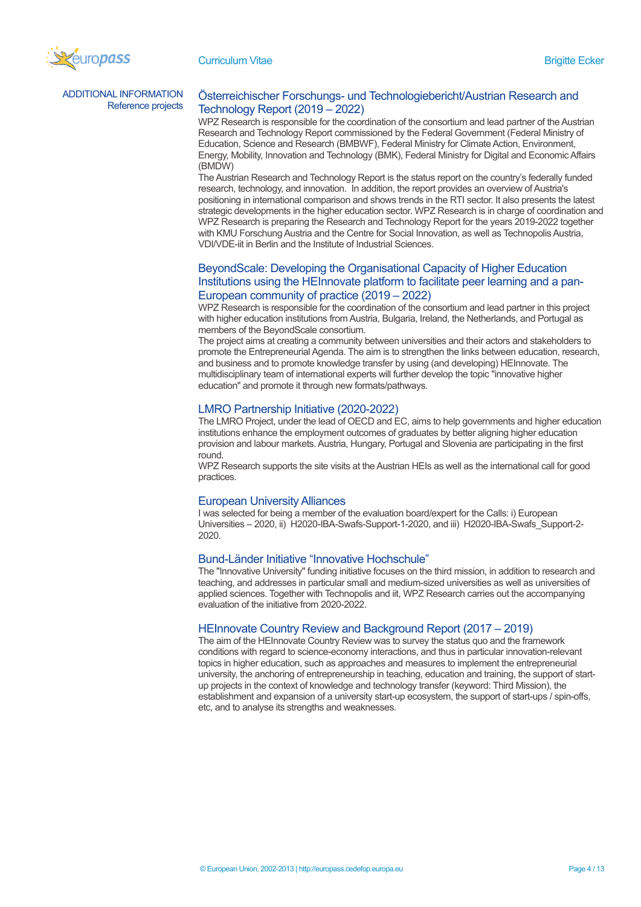## ADDITIONAL INFORMATION

### Reference projects

### Österreichischer Forschungs- und Technologiebericht/Austrian Research and Technology Report (2019 – 2022)

WPZ Research is responsible for the coordination of the consortium and lead partner of the Austrian Research and Technology Report commissioned by the Federal Government (Federal Ministry of Education, Science and Research (BMBWF), Federal Ministry for Climate Action, Environment, Energy, Mobility, Innovation and Technology (BMK), Federal Ministry for Digital and Economic Affairs (BMDW)

The Austrian Research and Technology Report is the status report on the country's federally funded research, technology, and innovation. In addition, the report provides an overview of Austria's positioning in international comparison and shows trends in the RTI sector. It also presents the latest strategic developments in the higher education sector. WPZ Research is in charge of coordination and WPZ Research is preparing the Research and Technology Report for the years 2019-2022 together with KMU Forschung Austria and the Centre for Social Innovation, as well as Technopolis Austria, VDI/VDE-iit in Berlin and the Institute of Industrial Sciences.

### BeyondScale: Developing the Organisational Capacity of Higher Education Institutions using the HEInnovate platform to facilitate peer learning and a pan-European community of practice (2019 – 2022)

WPZ Research is responsible for the coordination of the consortium and lead partner in this project with higher education institutions from Austria, Bulgaria, Ireland, the Netherlands, and Portugal as members of the BeyondScale consortium.

The project aims at creating a community between universities and their actors and stakeholders to promote the Entrepreneurial Agenda. The aim is to strengthen the links between education, research, and business and to promote knowledge transfer by using (and developing) HEInnovate. The multidisciplinary team of international experts will further develop the topic "innovative higher education" and promote it through new formats/pathways.

### LMRO Partnership Initiative (2020-2022)

The LMRO Project, under the lead of OECD and EC, aims to help governments and higher education institutions enhance the employment outcomes of graduates by better aligning higher education provision and labour markets. Austria, Hungary, Portugal and Slovenia are participating in the first round.

WPZ Research supports the site visits at the Austrian HEIs as well as the international call for good practices.

### European University Alliances

I was selected for being a member of the evaluation board/expert for the Calls: i) European Universities – 2020, ii) H2020-IBA-Swafs-Support-1-2020, and iii) H2020-IBA-Swafs_Support-2-2020.

### Bund-Länder Initiative "Innovative Hochschule"

The "Innovative University" funding initiative focuses on the third mission, in addition to research and teaching, and addresses in particular small and medium-sized universities as well as universities of applied sciences. Together with Technopolis and iit, WPZ Research carries out the accompanying evaluation of the initiative from 2020-2022.

### HEInnovate Country Review and Background Report (2017 – 2019)

The aim of the HEInnovate Country Review was to survey the status quo and the framework conditions with regard to science-economy interactions, and thus in particular innovation-relevant topics in higher education, such as approaches and measures to implement the entrepreneurial university, the anchoring of entrepreneurship in teaching, education and training, the support of start-up projects in the context of knowledge and technology transfer (keyword: Third Mission), the establishment and expansion of a university start-up ecosystem, the support of start-ups / spin-offs, etc, and to analyse its strengths and weaknesses.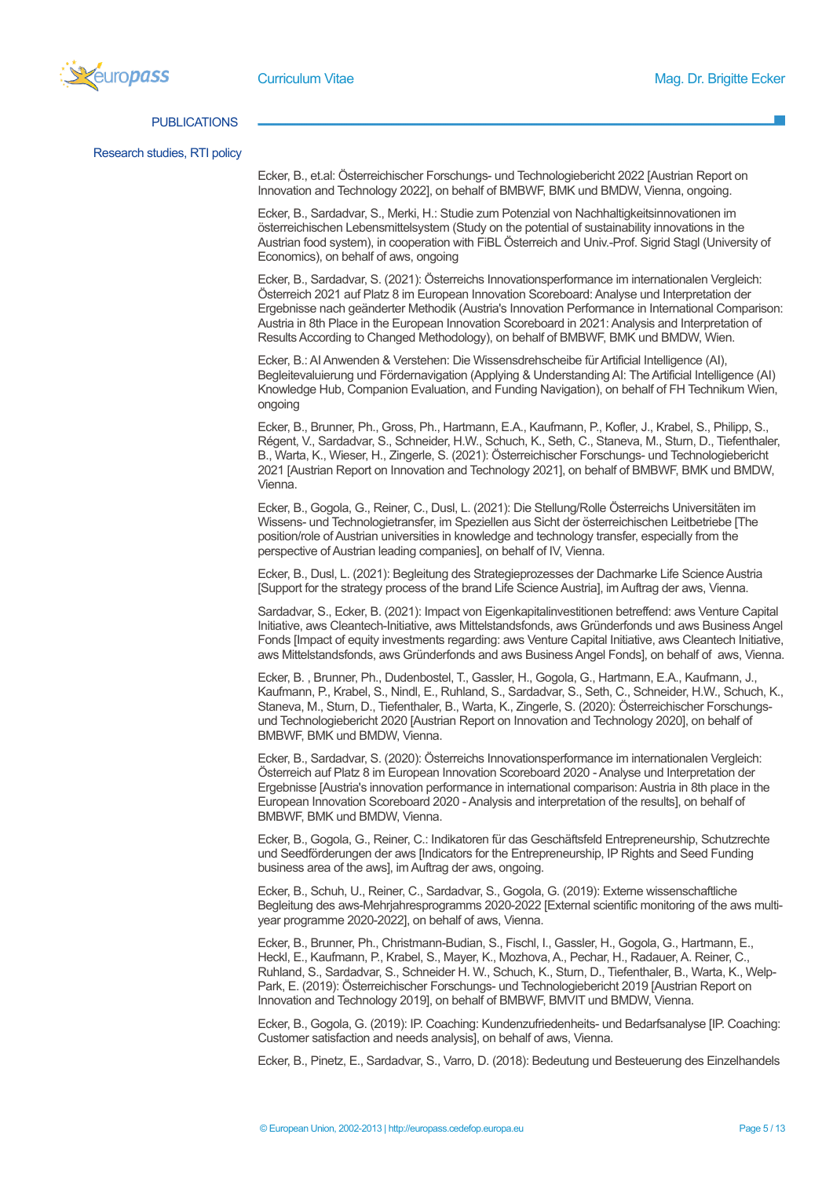## PUBLICATIONS

### Research studies, RTI policy

Ecker, B., et.al: Österreichischer Forschungs- und Technologiebericht 2022 [Austrian Report on Innovation and Technology 2022], on behalf of BMBWF, BMK und BMDW, Vienna, ongoing.

Ecker, B., Sardadvar, S., Merki, H.: Studie zum Potenzial von Nachhaltigkeitsinnovationen im österreichischen Lebensmittelsystem (Study on the potential of sustainability innovations in the Austrian food system), in cooperation with FiBL Österreich and Univ.-Prof. Sigrid Stagl (University of Economics), on behalf of aws, ongoing

Ecker, B., Sardadvar, S. (2021): Österreichs Innovationsperformance im internationalen Vergleich: Österreich 2021 auf Platz 8 im European Innovation Scoreboard: Analyse und Interpretation der Ergebnisse nach geänderter Methodik (Austria's Innovation Performance in International Comparison: Austria in 8th Place in the European Innovation Scoreboard in 2021: Analysis and Interpretation of Results According to Changed Methodology), on behalf of BMBWF, BMK und BMDW, Wien.

Ecker, B.: AI Anwenden & Verstehen: Die Wissensdrehscheibe für Artificial Intelligence (AI), Begleitevaluierung und Fördernavigation (Applying & Understanding AI: The Artificial Intelligence (AI) Knowledge Hub, Companion Evaluation, and Funding Navigation), on behalf of FH Technikum Wien, ongoing

Ecker, B., Brunner, Ph., Gross, Ph., Hartmann, E.A., Kaufmann, P., Kofler, J., Krabel, S., Philipp, S., Régent, V., Sardadvar, S., Schneider, H.W., Schuch, K., Seth, C., Staneva, M., Sturn, D., Tiefenthaler, B., Warta, K., Wieser, H., Zingerle, S. (2021): Österreichischer Forschungs- und Technologiebericht 2021 [Austrian Report on Innovation and Technology 2021], on behalf of BMBWF, BMK und BMDW, Vienna.

Ecker, B., Gogola, G., Reiner, C., Dusl, L. (2021): Die Stellung/Rolle Österreichs Universitäten im Wissens- und Technologietransfer, im Speziellen aus Sicht der österreichischen Leitbetriebe [The position/role of Austrian universities in knowledge and technology transfer, especially from the perspective of Austrian leading companies], on behalf of IV, Vienna.

Ecker, B., Dusl, L. (2021): Begleitung des Strategieprozesses der Dachmarke Life Science Austria [Support for the strategy process of the brand Life Science Austria], im Auftrag der aws, Vienna.

Sardadvar, S., Ecker, B. (2021): Impact von Eigenkapitalinvestitionen betreffend: aws Venture Capital Initiative, aws Cleantech-Initiative, aws Mittelstandsfonds, aws Gründerfonds und aws Business Angel Fonds [Impact of equity investments regarding: aws Venture Capital Initiative, aws Cleantech Initiative, aws Mittelstandsfonds, aws Gründerfonds and aws Business Angel Fonds], on behalf of aws, Vienna.

Ecker, B. , Brunner, Ph., Dudenbostel, T., Gassler, H., Gogola, G., Hartmann, E.A., Kaufmann, J., Kaufmann, P., Krabel, S., Nindl, E., Ruhland, S., Sardadvar, S., Seth, C., Schneider, H.W., Schuch, K., Staneva, M., Sturn, D., Tiefenthaler, B., Warta, K., Zingerle, S. (2020): Österreichischer Forschungs- und Technologiebericht 2020 [Austrian Report on Innovation and Technology 2020], on behalf of BMBWF, BMK und BMDW, Vienna.

Ecker, B., Sardadvar, S. (2020): Österreichs Innovationsperformance im internationalen Vergleich: Österreich auf Platz 8 im European Innovation Scoreboard 2020 - Analyse und Interpretation der Ergebnisse [Austria's innovation performance in international comparison: Austria in 8th place in the European Innovation Scoreboard 2020 - Analysis and interpretation of the results], on behalf of BMBWF, BMK und BMDW, Vienna.

Ecker, B., Gogola, G., Reiner, C.: Indikatoren für das Geschäftsfeld Entrepreneurship, Schutzrechte und Seedförderungen der aws [Indicators for the Entrepreneurship, IP Rights and Seed Funding business area of the aws], im Auftrag der aws, ongoing.

Ecker, B., Schuh, U., Reiner, C., Sardadvar, S., Gogola, G. (2019): Externe wissenschaftliche Begleitung des aws-Mehrjahresprogramms 2020-2022 [External scientific monitoring of the aws multi-year programme 2020-2022], on behalf of aws, Vienna.

Ecker, B., Brunner, Ph., Christmann-Budian, S., Fischl, I., Gassler, H., Gogola, G., Hartmann, E., Heckl, E., Kaufmann, P., Krabel, S., Mayer, K., Mozhova, A., Pechar, H., Radauer, A. Reiner, C., Ruhland, S., Sardadvar, S., Schneider H. W., Schuch, K., Sturn, D., Tiefenthaler, B., Warta, K., Welp-Park, E. (2019): Österreichischer Forschungs- und Technologiebericht 2019 [Austrian Report on Innovation and Technology 2019], on behalf of BMBWF, BMVIT und BMDW, Vienna.

Ecker, B., Gogola, G. (2019): IP. Coaching: Kundenzufriedenheits- und Bedarfsanalyse [IP. Coaching: Customer satisfaction and needs analysis], on behalf of aws, Vienna.

Ecker, B., Pinetz, E., Sardadvar, S., Varro, D. (2018): Bedeutung und Besteuerung des Einzelhandels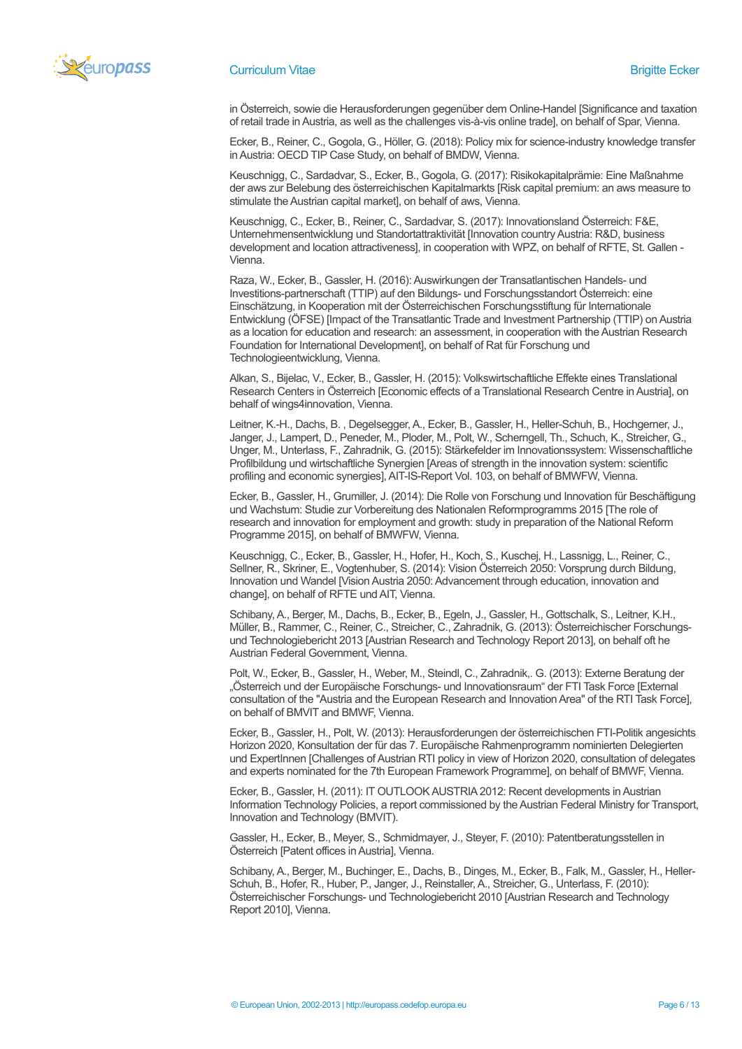in Österreich, sowie die Herausforderungen gegenüber dem Online-Handel [Significance and taxation of retail trade in Austria, as well as the challenges vis-à-vis online trade], on behalf of Spar, Vienna.

Ecker, B., Reiner, C., Gogola, G., Höller, G. (2018): Policy mix for science-industry knowledge transfer in Austria: OECD TIP Case Study, on behalf of BMDW, Vienna.

Keuschnigg, C., Sardadvar, S., Ecker, B., Gogola, G. (2017): Risikokapitalprämie: Eine Maßnahme der aws zur Belebung des österreichischen Kapitalmarkts [Risk capital premium: an aws measure to stimulate the Austrian capital market], on behalf of aws, Vienna.

Keuschnigg, C., Ecker, B., Reiner, C., Sardadvar, S. (2017): Innovationsland Österreich: F&E, Unternehmensentwicklung und Standortattraktivität [Innovation country Austria: R&D, business development and location attractiveness], in cooperation with WPZ, on behalf of RFTE, St. Gallen - Vienna.

Raza, W., Ecker, B., Gassler, H. (2016): Auswirkungen der Transatlantischen Handels- und Investitions-partnerschaft (TTIP) auf den Bildungs- und Forschungsstandort Österreich: eine Einschätzung, in Kooperation mit der Österreichischen Forschungsstiftung für Internationale Entwicklung (ÖFSE) [Impact of the Transatlantic Trade and Investment Partnership (TTIP) on Austria as a location for education and research: an assessment, in cooperation with the Austrian Research Foundation for International Development], on behalf of Rat für Forschung und Technologieentwicklung, Vienna.

Alkan, S., Bijelac, V., Ecker, B., Gassler, H. (2015): Volkswirtschaftliche Effekte eines Translational Research Centers in Österreich [Economic effects of a Translational Research Centre in Austria], on behalf of wings4innovation, Vienna.

Leitner, K.-H., Dachs, B. , Degelsegger, A., Ecker, B., Gassler, H., Heller-Schuh, B., Hochgerner, J., Janger, J., Lampert, D., Peneder, M., Ploder, M., Polt, W., Scherngell, Th., Schuch, K., Streicher, G., Unger, M., Unterlass, F., Zahradnik, G. (2015): Stärkefelder im Innovationssystem: Wissenschaftliche Profilbildung und wirtschaftliche Synergien [Areas of strength in the innovation system: scientific profiling and economic synergies], AIT-IS-Report Vol. 103, on behalf of BMWFW, Vienna.

Ecker, B., Gassler, H., Grumiller, J. (2014): Die Rolle von Forschung und Innovation für Beschäftigung und Wachstum: Studie zur Vorbereitung des Nationalen Reformprogramms 2015 [The role of research and innovation for employment and growth: study in preparation of the National Reform Programme 2015], on behalf of BMWFW, Vienna.

Keuschnigg, C., Ecker, B., Gassler, H., Hofer, H., Koch, S., Kuschej, H., Lassnigg, L., Reiner, C., Sellner, R., Skriner, E., Vogtenhuber, S. (2014): Vision Österreich 2050: Vorsprung durch Bildung, Innovation und Wandel [Vision Austria 2050: Advancement through education, innovation and change], on behalf of RFTE und AIT, Vienna.

Schibany, A., Berger, M., Dachs, B., Ecker, B., Egeln, J., Gassler, H., Gottschalk, S., Leitner, K.H., Müller, B., Rammer, C., Reiner, C., Streicher, C., Zahradnik, G. (2013): Österreichischer Forschungs- und Technologiebericht 2013 [Austrian Research and Technology Report 2013], on behalf oft he Austrian Federal Government, Vienna.

Polt, W., Ecker, B., Gassler, H., Weber, M., Steindl, C., Zahradnik,. G. (2013): Externe Beratung der „Österreich und der Europäische Forschungs- und Innovationsraum" der FTI Task Force [External consultation of the "Austria and the European Research and Innovation Area" of the RTI Task Force], on behalf of BMVIT and BMWF, Vienna.

Ecker, B., Gassler, H., Polt, W. (2013): Herausforderungen der österreichischen FTI-Politik angesichts Horizon 2020, Konsultation der für das 7. Europäische Rahmenprogramm nominierten Delegierten und ExpertInnen [Challenges of Austrian RTI policy in view of Horizon 2020, consultation of delegates and experts nominated for the 7th European Framework Programme], on behalf of BMWF, Vienna.

Ecker, B., Gassler, H. (2011): IT OUTLOOK AUSTRIA 2012: Recent developments in Austrian Information Technology Policies, a report commissioned by the Austrian Federal Ministry for Transport, Innovation and Technology (BMVIT).

Gassler, H., Ecker, B., Meyer, S., Schmidmayer, J., Steyer, F. (2010): Patentberatungsstellen in Österreich [Patent offices in Austria], Vienna.

Schibany, A., Berger, M., Buchinger, E., Dachs, B., Dinges, M., Ecker, B., Falk, M., Gassler, H., Heller-Schuh, B., Hofer, R., Huber, P., Janger, J., Reinstaller, A., Streicher, G., Unterlass, F. (2010): Österreichischer Forschungs- und Technologiebericht 2010 [Austrian Research and Technology Report 2010], Vienna.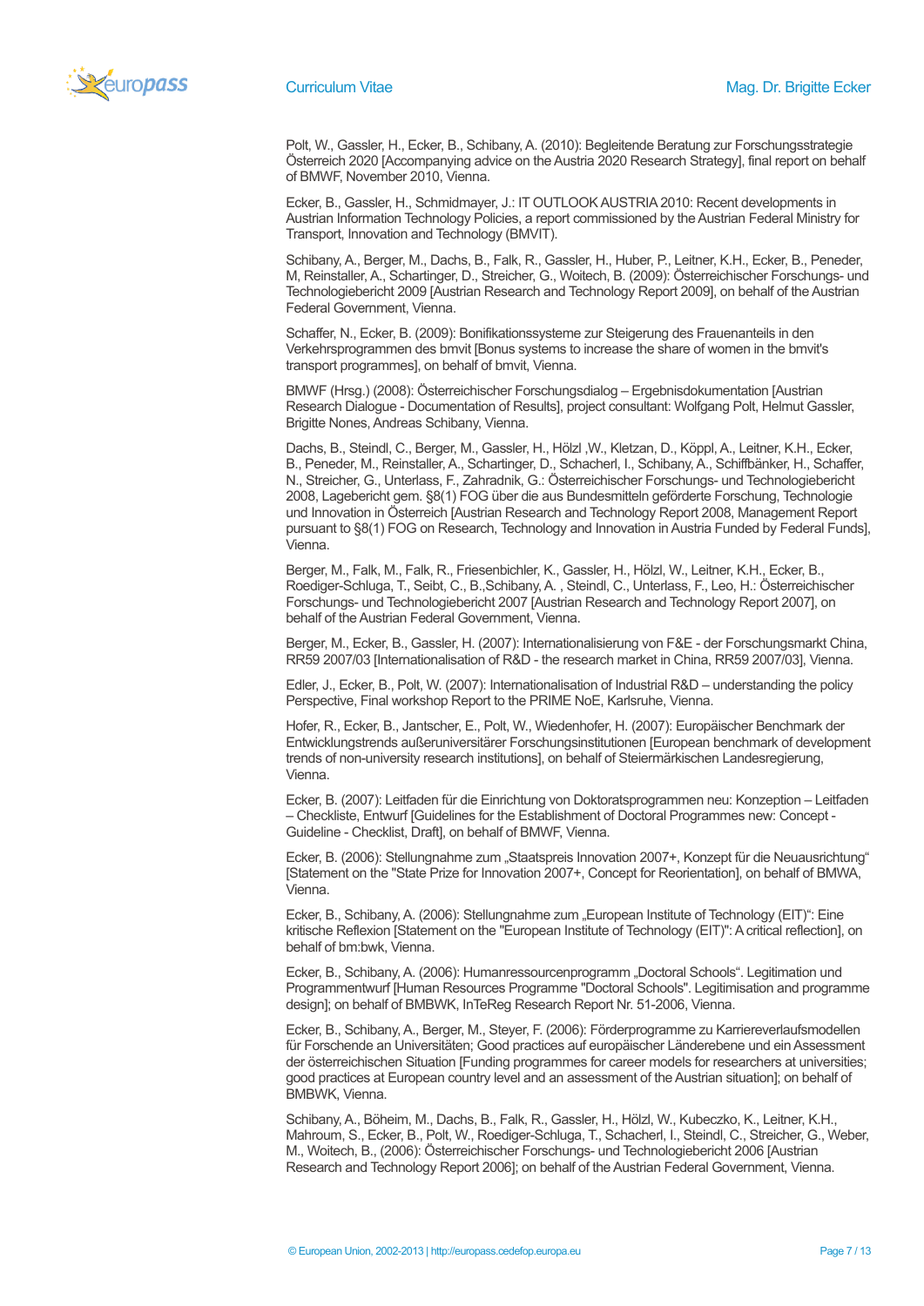Polt, W., Gassler, H., Ecker, B., Schibany, A. (2010): Begleitende Beratung zur Forschungsstrategie Österreich 2020 [Accompanying advice on the Austria 2020 Research Strategy], final report on behalf of BMWF, November 2010, Vienna.

Ecker, B., Gassler, H., Schmidmayer, J.: IT OUTLOOK AUSTRIA 2010: Recent developments in Austrian Information Technology Policies, a report commissioned by the Austrian Federal Ministry for Transport, Innovation and Technology (BMVIT).

Schibany, A., Berger, M., Dachs, B., Falk, R., Gassler, H., Huber, P., Leitner, K.H., Ecker, B., Peneder, M, Reinstaller, A., Schartinger, D., Streicher, G., Woitech, B. (2009): Österreichischer Forschungs- und Technologiebericht 2009 [Austrian Research and Technology Report 2009], on behalf of the Austrian Federal Government, Vienna.

Schaffer, N., Ecker, B. (2009): Bonifikationssysteme zur Steigerung des Frauenanteils in den Verkehrsprogrammen des bmvit [Bonus systems to increase the share of women in the bmvit's transport programmes], on behalf of bmvit, Vienna.

BMWF (Hrsg.) (2008): Österreichischer Forschungsdialog – Ergebnisdokumentation [Austrian Research Dialogue - Documentation of Results], project consultant: Wolfgang Polt, Helmut Gassler, Brigitte Nones, Andreas Schibany, Vienna.

Dachs, B., Steindl, C., Berger, M., Gassler, H., Hölzl ,W., Kletzan, D., Köppl, A., Leitner, K.H., Ecker, B., Peneder, M., Reinstaller, A., Schartinger, D., Schacherl, I., Schibany, A., Schiffbänker, H., Schaffer, N., Streicher, G., Unterlass, F., Zahradnik, G.: Österreichischer Forschungs- und Technologiebericht 2008, Lagebericht gem. §8(1) FOG über die aus Bundesmitteln geförderte Forschung, Technologie und Innovation in Österreich [Austrian Research and Technology Report 2008, Management Report pursuant to §8(1) FOG on Research, Technology and Innovation in Austria Funded by Federal Funds], Vienna.

Berger, M., Falk, M., Falk, R., Friesenbichler, K., Gassler, H., Hölzl, W., Leitner, K.H., Ecker, B., Roediger-Schluga, T., Seibt, C., B.,Schibany, A. , Steindl, C., Unterlass, F., Leo, H.: Österreichischer Forschungs- und Technologiebericht 2007 [Austrian Research and Technology Report 2007], on behalf of the Austrian Federal Government, Vienna.

Berger, M., Ecker, B., Gassler, H. (2007): Internationalisierung von F&E - der Forschungsmarkt China, RR59 2007/03 [Internationalisation of R&D - the research market in China, RR59 2007/03], Vienna.

Edler, J., Ecker, B., Polt, W. (2007): Internationalisation of Industrial R&D – understanding the policy Perspective, Final workshop Report to the PRIME NoE, Karlsruhe, Vienna.

Hofer, R., Ecker, B., Jantscher, E., Polt, W., Wiedenhofer, H. (2007): Europäischer Benchmark der Entwicklungstrends außeruniversitärer Forschungsinstitutionen [European benchmark of development trends of non-university research institutions], on behalf of Steiermärkischen Landesregierung, Vienna.

Ecker, B. (2007): Leitfaden für die Einrichtung von Doktoratsprogrammen neu: Konzeption – Leitfaden – Checkliste, Entwurf [Guidelines for the Establishment of Doctoral Programmes new: Concept - Guideline - Checklist, Draft], on behalf of BMWF, Vienna.

Ecker, B. (2006): Stellungnahme zum „Staatspreis Innovation 2007+, Konzept für die Neuausrichtung" [Statement on the "State Prize for Innovation 2007+, Concept for Reorientation], on behalf of BMWA, Vienna.

Ecker, B., Schibany, A. (2006): Stellungnahme zum „European Institute of Technology (EIT)": Eine kritische Reflexion [Statement on the "European Institute of Technology (EIT)": A critical reflection], on behalf of bm:bwk, Vienna.

Ecker, B., Schibany, A. (2006): Humanressourcenprogramm „Doctoral Schools". Legitimation und Programmentwurf [Human Resources Programme "Doctoral Schools". Legitimisation and programme design]; on behalf of BMBWK, InTeReg Research Report Nr. 51-2006, Vienna.

Ecker, B., Schibany, A., Berger, M., Steyer, F. (2006): Förderprogramme zu Karriereverlaufsmodellen für Forschende an Universitäten; Good practices auf europäischer Länderebene und ein Assessment der österreichischen Situation [Funding programmes for career models for researchers at universities; good practices at European country level and an assessment of the Austrian situation]; on behalf of BMBWK, Vienna.

Schibany, A., Böheim, M., Dachs, B., Falk, R., Gassler, H., Hölzl, W., Kubeczko, K., Leitner, K.H., Mahroum, S., Ecker, B., Polt, W., Roediger-Schluga, T., Schacherl, I., Steindl, C., Streicher, G., Weber, M., Woitech, B., (2006): Österreichischer Forschungs- und Technologiebericht 2006 [Austrian Research and Technology Report 2006]; on behalf of the Austrian Federal Government, Vienna.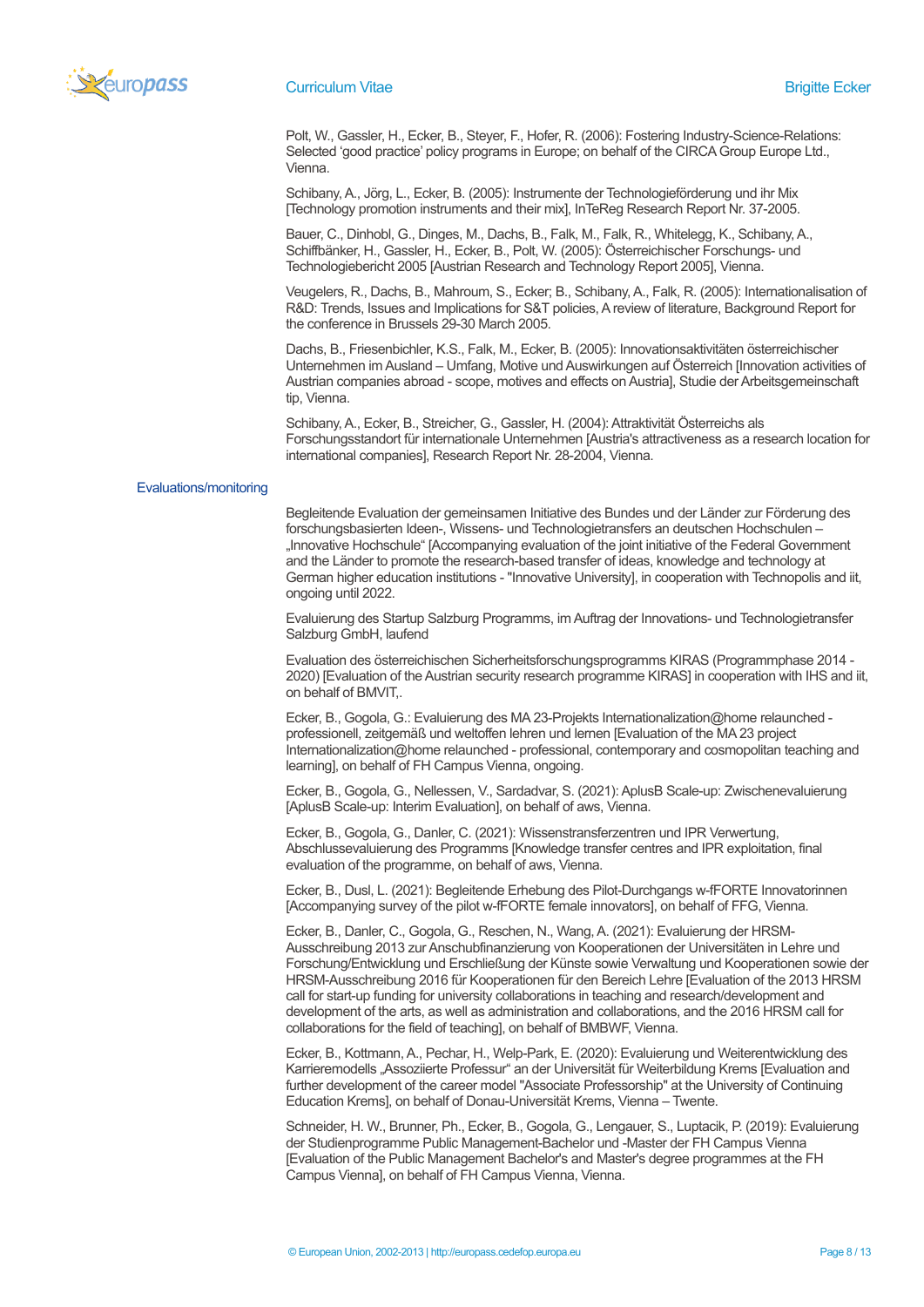Polt, W., Gassler, H., Ecker, B., Steyer, F., Hofer, R. (2006): Fostering Industry-Science-Relations: Selected 'good practice' policy programs in Europe; on behalf of the CIRCA Group Europe Ltd., Vienna.

Schibany, A., Jörg, L., Ecker, B. (2005): Instrumente der Technologieförderung und ihr Mix [Technology promotion instruments and their mix], InTeReg Research Report Nr. 37-2005.

Bauer, C., Dinhobl, G., Dinges, M., Dachs, B., Falk, M., Falk, R., Whitelegg, K., Schibany, A., Schiffbänker, H., Gassler, H., Ecker, B., Polt, W. (2005): Österreichischer Forschungs- und Technologiebericht 2005 [Austrian Research and Technology Report 2005], Vienna.

Veugelers, R., Dachs, B., Mahroum, S., Ecker; B., Schibany, A., Falk, R. (2005): Internationalisation of R&D: Trends, Issues and Implications for S&T policies, A review of literature, Background Report for the conference in Brussels 29-30 March 2005.

Dachs, B., Friesenbichler, K.S., Falk, M., Ecker, B. (2005): Innovationsaktivitäten österreichischer Unternehmen im Ausland – Umfang, Motive und Auswirkungen auf Österreich [Innovation activities of Austrian companies abroad - scope, motives and effects on Austria], Studie der Arbeitsgemeinschaft tip, Vienna.

Schibany, A., Ecker, B., Streicher, G., Gassler, H. (2004): Attraktivität Österreichs als Forschungsstandort für internationale Unternehmen [Austria's attractiveness as a research location for international companies], Research Report Nr. 28-2004, Vienna.

## Evaluations/monitoring

Begleitende Evaluation der gemeinsamen Initiative des Bundes und der Länder zur Förderung des forschungsbasierten Ideen-, Wissens- und Technologietransfers an deutschen Hochschulen – „Innovative Hochschule" [Accompanying evaluation of the joint initiative of the Federal Government and the Länder to promote the research-based transfer of ideas, knowledge and technology at German higher education institutions - "Innovative University], in cooperation with Technopolis and iit, ongoing until 2022.

Evaluierung des Startup Salzburg Programms, im Auftrag der Innovations- und Technologietransfer Salzburg GmbH, laufend

Evaluation des österreichischen Sicherheitsforschungsprogramms KIRAS (Programmphase 2014 - 2020) [Evaluation of the Austrian security research programme KIRAS] in cooperation with IHS and iit, on behalf of BMVIT,.

Ecker, B., Gogola, G.: Evaluierung des MA 23-Projekts Internationalization@home relaunched - professionell, zeitgemäß und weltoffen lehren und lernen [Evaluation of the MA 23 project Internationalization@home relaunched - professional, contemporary and cosmopolitan teaching and learning], on behalf of FH Campus Vienna, ongoing.

Ecker, B., Gogola, G., Nellessen, V., Sardadvar, S. (2021): AplusB Scale-up: Zwischenevaluierung [AplusB Scale-up: Interim Evaluation], on behalf of aws, Vienna.

Ecker, B., Gogola, G., Danler, C. (2021): Wissenstransferzentren und IPR Verwertung, Abschlussevaluierung des Programms [Knowledge transfer centres and IPR exploitation, final evaluation of the programme, on behalf of aws, Vienna.

Ecker, B., Dusl, L. (2021): Begleitende Erhebung des Pilot-Durchgangs w-fFORTE Innovatorinnen [Accompanying survey of the pilot w-fFORTE female innovators], on behalf of FFG, Vienna.

Ecker, B., Danler, C., Gogola, G., Reschen, N., Wang, A. (2021): Evaluierung der HRSM-Ausschreibung 2013 zur Anschubfinanzierung von Kooperationen der Universitäten in Lehre und Forschung/Entwicklung und Erschließung der Künste sowie Verwaltung und Kooperationen sowie der HRSM-Ausschreibung 2016 für Kooperationen für den Bereich Lehre [Evaluation of the 2013 HRSM call for start-up funding for university collaborations in teaching and research/development and development of the arts, as well as administration and collaborations, and the 2016 HRSM call for collaborations for the field of teaching], on behalf of BMBWF, Vienna.

Ecker, B., Kottmann, A., Pechar, H., Welp-Park, E. (2020): Evaluierung und Weiterentwicklung des Karrieremodells „Assoziierte Professur" an der Universität für Weiterbildung Krems [Evaluation and further development of the career model "Associate Professorship" at the University of Continuing Education Krems], on behalf of Donau-Universität Krems, Vienna – Twente.

Schneider, H. W., Brunner, Ph., Ecker, B., Gogola, G., Lengauer, S., Luptacik, P. (2019): Evaluierung der Studienprogramme Public Management-Bachelor und -Master der FH Campus Vienna [Evaluation of the Public Management Bachelor's and Master's degree programmes at the FH Campus Vienna], on behalf of FH Campus Vienna, Vienna.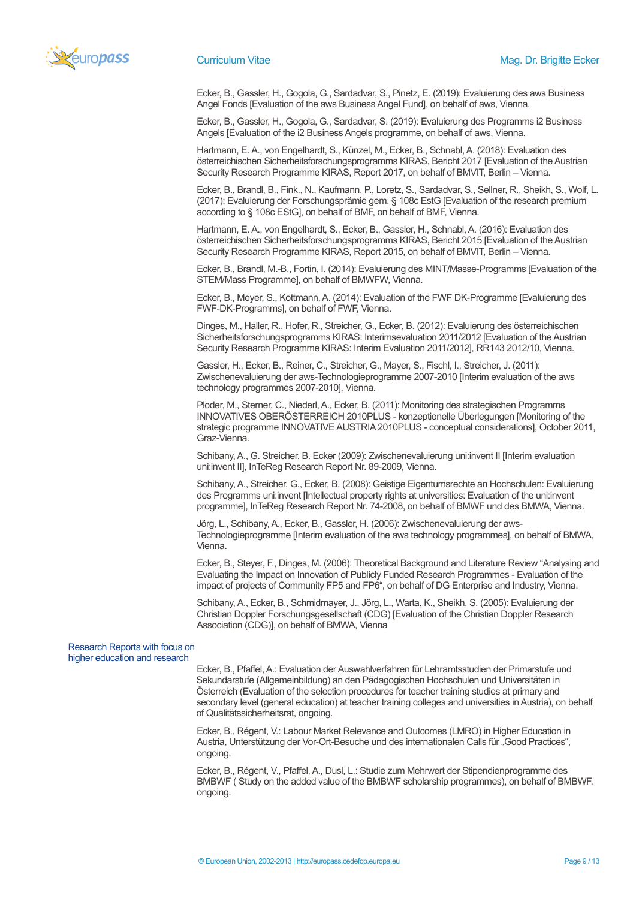Ecker, B., Gassler, H., Gogola, G., Sardadvar, S., Pinetz, E. (2019): Evaluierung des aws Business Angel Fonds [Evaluation of the aws Business Angel Fund], on behalf of aws, Vienna.

Ecker, B., Gassler, H., Gogola, G., Sardadvar, S. (2019): Evaluierung des Programms i2 Business Angels [Evaluation of the i2 Business Angels programme, on behalf of aws, Vienna.

Hartmann, E. A., von Engelhardt, S., Künzel, M., Ecker, B., Schnabl, A. (2018): Evaluation des österreichischen Sicherheitsforschungsprogramms KIRAS, Bericht 2017 [Evaluation of the Austrian Security Research Programme KIRAS, Report 2017, on behalf of BMVIT, Berlin – Vienna.

Ecker, B., Brandl, B., Fink., N., Kaufmann, P., Loretz, S., Sardadvar, S., Sellner, R., Sheikh, S., Wolf, L. (2017): Evaluierung der Forschungsprämie gem. § 108c EstG [Evaluation of the research premium according to § 108c EStG], on behalf of BMF, on behalf of BMF, Vienna.

Hartmann, E. A., von Engelhardt, S., Ecker, B., Gassler, H., Schnabl, A. (2016): Evaluation des österreichischen Sicherheitsforschungsprogramms KIRAS, Bericht 2015 [Evaluation of the Austrian Security Research Programme KIRAS, Report 2015, on behalf of BMVIT, Berlin – Vienna.

Ecker, B., Brandl, M.-B., Fortin, I. (2014): Evaluierung des MINT/Masse-Programms [Evaluation of the STEM/Mass Programme], on behalf of BMWFW, Vienna.

Ecker, B., Meyer, S., Kottmann, A. (2014): Evaluation of the FWF DK-Programme [Evaluierung des FWF-DK-Programms], on behalf of FWF, Vienna.

Dinges, M., Haller, R., Hofer, R., Streicher, G., Ecker, B. (2012): Evaluierung des österreichischen Sicherheitsforschungsprogramms KIRAS: Interimsevaluation 2011/2012 [Evaluation of the Austrian Security Research Programme KIRAS: Interim Evaluation 2011/2012], RR143 2012/10, Vienna.

Gassler, H., Ecker, B., Reiner, C., Streicher, G., Mayer, S., Fischl, I., Streicher, J. (2011): Zwischenevaluierung der aws-Technologieprogramme 2007-2010 [Interim evaluation of the aws technology programmes 2007-2010], Vienna.

Ploder, M., Sterner, C., Niederl, A., Ecker, B. (2011): Monitoring des strategischen Programms INNOVATIVES OBERÖSTERREICH 2010PLUS - konzeptionelle Überlegungen [Monitoring of the strategic programme INNOVATIVE AUSTRIA 2010PLUS - conceptual considerations], October 2011, Graz-Vienna.

Schibany, A., G. Streicher, B. Ecker (2009): Zwischenevaluierung uni:invent II [Interim evaluation uni:invent II], InTeReg Research Report Nr. 89-2009, Vienna.

Schibany, A., Streicher, G., Ecker, B. (2008): Geistige Eigentumsrechte an Hochschulen: Evaluierung des Programms uni:invent [Intellectual property rights at universities: Evaluation of the uni:invent programme], InTeReg Research Report Nr. 74-2008, on behalf of BMWF und des BMWA, Vienna.

Jörg, L., Schibany, A., Ecker, B., Gassler, H. (2006): Zwischenevaluierung der aws-Technologieprogramme [Interim evaluation of the aws technology programmes], on behalf of BMWA, Vienna.

Ecker, B., Steyer, F., Dinges, M. (2006): Theoretical Background and Literature Review "Analysing and Evaluating the Impact on Innovation of Publicly Funded Research Programmes - Evaluation of the impact of projects of Community FP5 and FP6", on behalf of DG Enterprise and Industry, Vienna.

Schibany, A., Ecker, B., Schmidmayer, J., Jörg, L., Warta, K., Sheikh, S. (2005): Evaluierung der Christian Doppler Forschungsgesellschaft (CDG) [Evaluation of the Christian Doppler Research Association (CDG)], on behalf of BMWA, Vienna

## Research Reports with focus on higher education and research

Ecker, B., Pfaffel, A.: Evaluation der Auswahlverfahren für Lehramtsstudien der Primarstufe und Sekundarstufe (Allgemeinbildung) an den Pädagogischen Hochschulen und Universitäten in Österreich (Evaluation of the selection procedures for teacher training studies at primary and secondary level (general education) at teacher training colleges and universities in Austria), on behalf of Qualitätssicherheitsrat, ongoing.

Ecker, B., Régent, V.: Labour Market Relevance and Outcomes (LMRO) in Higher Education in Austria, Unterstützung der Vor-Ort-Besuche und des internationalen Calls für „Good Practices", ongoing.

Ecker, B., Régent, V., Pfaffel, A., Dusl, L.: Studie zum Mehrwert der Stipendienprogramme des BMBWF ( Study on the added value of the BMBWF scholarship programmes), on behalf of BMBWF, ongoing.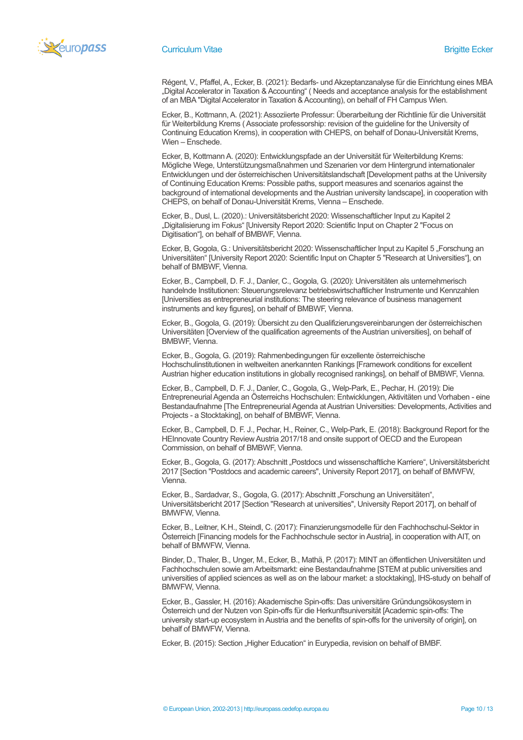Régent, V., Pfaffel, A., Ecker, B. (2021): Bedarfs- und Akzeptanzanalyse für die Einrichtung eines MBA „Digital Accelerator in Taxation & Accounting" ( Needs and acceptance analysis for the establishment of an MBA "Digital Accelerator in Taxation & Accounting), on behalf of FH Campus Wien.

Ecker, B., Kottmann, A. (2021): Assoziierte Professur: Überarbeitung der Richtlinie für die Universität für Weiterbildung Krems ( Associate professorship: revision of the guideline for the University of Continuing Education Krems), in cooperation with CHEPS, on behalf of Donau-Universität Krems, Wien – Enschede.

Ecker, B, Kottmann A. (2020): Entwicklungspfade an der Universität für Weiterbildung Krems: Mögliche Wege, Unterstützungsmaßnahmen und Szenarien vor dem Hintergrund internationaler Entwicklungen und der österreichischen Universitätslandschaft [Development paths at the University of Continuing Education Krems: Possible paths, support measures and scenarios against the background of international developments and the Austrian university landscape], in cooperation with CHEPS, on behalf of Donau-Universität Krems, Vienna – Enschede.

Ecker, B., Dusl, L. (2020).: Universitätsbericht 2020: Wissenschaftlicher Input zu Kapitel 2 „Digitalisierung im Fokus" [University Report 2020: Scientific Input on Chapter 2 "Focus on Digitisation"], on behalf of BMBWF, Vienna.

Ecker, B, Gogola, G.: Universitätsbericht 2020: Wissenschaftlicher Input zu Kapitel 5 „Forschung an Universitäten" [University Report 2020: Scientific Input on Chapter 5 "Research at Universities"], on behalf of BMBWF, Vienna.

Ecker, B., Campbell, D. F. J., Danler, C., Gogola, G. (2020): Universitäten als unternehmerisch handelnde Institutionen: Steuerungsrelevanz betriebswirtschaftlicher Instrumente und Kennzahlen [Universities as entrepreneurial institutions: The steering relevance of business management instruments and key figures], on behalf of BMBWF, Vienna.

Ecker, B., Gogola, G. (2019): Übersicht zu den Qualifizierungsvereinbarungen der österreichischen Universitäten [Overview of the qualification agreements of the Austrian universities], on behalf of BMBWF, Vienna.

Ecker, B., Gogola, G. (2019): Rahmenbedingungen für exzellente österreichische Hochschulinstitutionen in weltweiten anerkannten Rankings [Framework conditions for excellent Austrian higher education institutions in globally recognised rankings], on behalf of BMBWF, Vienna.

Ecker, B., Campbell, D. F. J., Danler, C., Gogola, G., Welp-Park, E., Pechar, H. (2019): Die Entrepreneurial Agenda an Österreichs Hochschulen: Entwicklungen, Aktivitäten und Vorhaben - eine Bestandaufnahme [The Entrepreneurial Agenda at Austrian Universities: Developments, Activities and Projects - a Stocktaking], on behalf of BMBWF, Vienna.

Ecker, B., Campbell, D. F. J., Pechar, H., Reiner, C., Welp-Park, E. (2018): Background Report for the HEInnovate Country Review Austria 2017/18 and onsite support of OECD and the European Commission, on behalf of BMBWF, Vienna.

Ecker, B., Gogola, G. (2017): Abschnitt „Postdocs und wissenschaftliche Karriere", Universitätsbericht 2017 [Section "Postdocs and academic careers", University Report 2017], on behalf of BMWFW, Vienna.

Ecker, B., Sardadvar, S., Gogola, G. (2017): Abschnitt „Forschung an Universitäten", Universitätsbericht 2017 [Section "Research at universities", University Report 2017], on behalf of BMWFW, Vienna.

Ecker, B., Leitner, K.H., Steindl, C. (2017): Finanzierungsmodelle für den Fachhochschul-Sektor in Österreich [Financing models for the Fachhochschule sector in Austria], in cooperation with AIT, on behalf of BMWFW, Vienna.

Binder, D., Thaler, B., Unger, M., Ecker, B., Mathä, P. (2017): MINT an öffentlichen Universitäten und Fachhochschulen sowie am Arbeitsmarkt: eine Bestandaufnahme [STEM at public universities and universities of applied sciences as well as on the labour market: a stocktaking], IHS-study on behalf of BMWFW, Vienna.

Ecker, B., Gassler, H. (2016): Akademische Spin-offs: Das universitäre Gründungsökosystem in Österreich und der Nutzen von Spin-offs für die Herkunftsuniversität [Academic spin-offs: The university start-up ecosystem in Austria and the benefits of spin-offs for the university of origin], on behalf of BMWFW, Vienna.

Ecker, B. (2015): Section „Higher Education" in Eurypedia, revision on behalf of BMBF.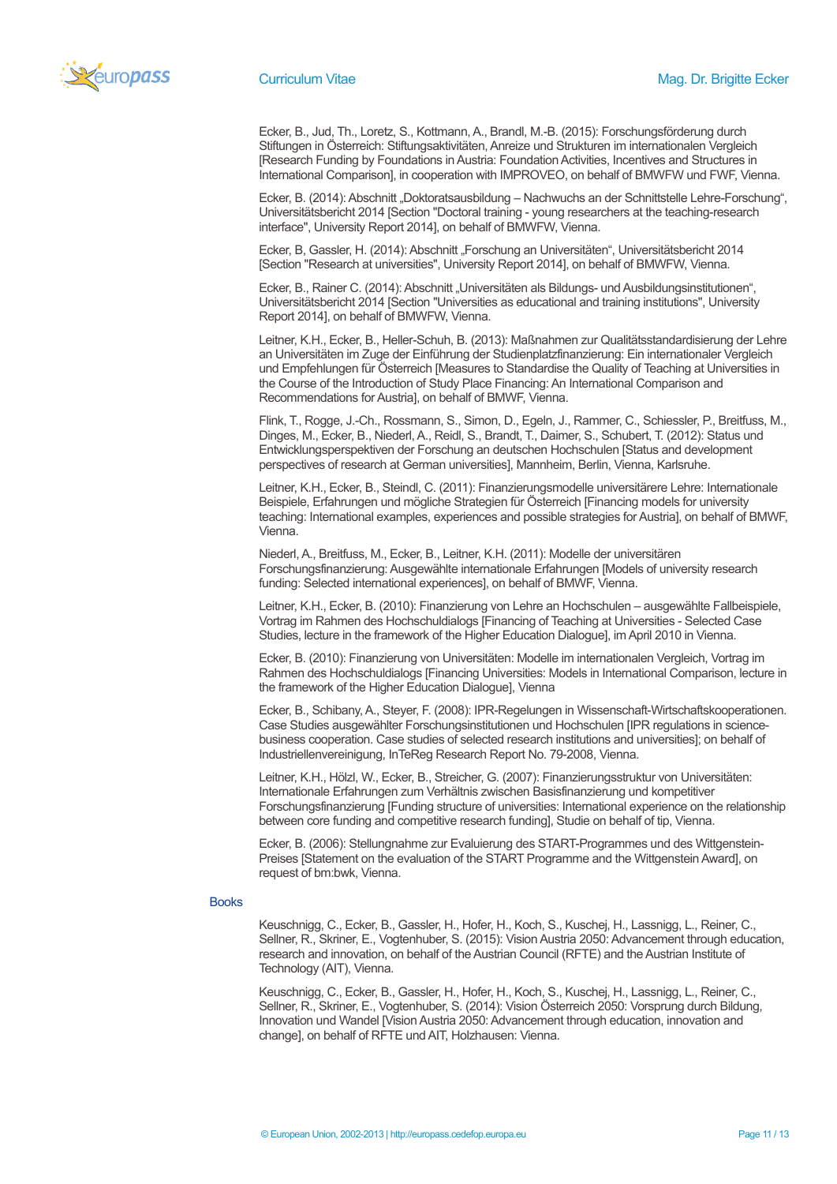Ecker, B., Jud, Th., Loretz, S., Kottmann, A., Brandl, M.-B. (2015): Forschungsförderung durch Stiftungen in Österreich: Stiftungsaktivitäten, Anreize und Strukturen im internationalen Vergleich [Research Funding by Foundations in Austria: Foundation Activities, Incentives and Structures in International Comparison], in cooperation with IMPROVEO, on behalf of BMWFW und FWF, Vienna.

Ecker, B. (2014): Abschnitt „Doktoratsausbildung – Nachwuchs an der Schnittstelle Lehre-Forschung", Universitätsbericht 2014 [Section "Doctoral training - young researchers at the teaching-research interface", University Report 2014], on behalf of BMWFW, Vienna.

Ecker, B, Gassler, H. (2014): Abschnitt „Forschung an Universitäten", Universitätsbericht 2014 [Section "Research at universities", University Report 2014], on behalf of BMWFW, Vienna.

Ecker, B., Rainer C. (2014): Abschnitt „Universitäten als Bildungs- und Ausbildungsinstitutionen", Universitätsbericht 2014 [Section "Universities as educational and training institutions", University Report 2014], on behalf of BMWFW, Vienna.

Leitner, K.H., Ecker, B., Heller-Schuh, B. (2013): Maßnahmen zur Qualitätsstandardisierung der Lehre an Universitäten im Zuge der Einführung der Studienplatzfinanzierung: Ein internationaler Vergleich und Empfehlungen für Österreich [Measures to Standardise the Quality of Teaching at Universities in the Course of the Introduction of Study Place Financing: An International Comparison and Recommendations for Austria], on behalf of BMWF, Vienna.

Flink, T., Rogge, J.-Ch., Rossmann, S., Simon, D., Egeln, J., Rammer, C., Schiessler, P., Breitfuss, M., Dinges, M., Ecker, B., Niederl, A., Reidl, S., Brandt, T., Daimer, S., Schubert, T. (2012): Status und Entwicklungsperspektiven der Forschung an deutschen Hochschulen [Status and development perspectives of research at German universities], Mannheim, Berlin, Vienna, Karlsruhe.

Leitner, K.H., Ecker, B., Steindl, C. (2011): Finanzierungsmodelle universitärere Lehre: Internationale Beispiele, Erfahrungen und mögliche Strategien für Österreich [Financing models for university teaching: International examples, experiences and possible strategies for Austria], on behalf of BMWF, Vienna.

Niederl, A., Breitfuss, M., Ecker, B., Leitner, K.H. (2011): Modelle der universitären Forschungsfinanzierung: Ausgewählte internationale Erfahrungen [Models of university research funding: Selected international experiences], on behalf of BMWF, Vienna.

Leitner, K.H., Ecker, B. (2010): Finanzierung von Lehre an Hochschulen – ausgewählte Fallbeispiele, Vortrag im Rahmen des Hochschuldialogs [Financing of Teaching at Universities - Selected Case Studies, lecture in the framework of the Higher Education Dialogue], im April 2010 in Vienna.

Ecker, B. (2010): Finanzierung von Universitäten: Modelle im internationalen Vergleich, Vortrag im Rahmen des Hochschuldialogs [Financing Universities: Models in International Comparison, lecture in the framework of the Higher Education Dialogue], Vienna

Ecker, B., Schibany, A., Steyer, F. (2008): IPR-Regelungen in Wissenschaft-Wirtschaftskooperationen. Case Studies ausgewählter Forschungsinstitutionen und Hochschulen [IPR regulations in science-business cooperation. Case studies of selected research institutions and universities]; on behalf of Industriellenvereinigung, InTeReg Research Report No. 79-2008, Vienna.

Leitner, K.H., Hölzl, W., Ecker, B., Streicher, G. (2007): Finanzierungsstruktur von Universitäten: Internationale Erfahrungen zum Verhältnis zwischen Basisfinanzierung und kompetitiver Forschungsfinanzierung [Funding structure of universities: International experience on the relationship between core funding and competitive research funding], Studie on behalf of tip, Vienna.

Ecker, B. (2006): Stellungnahme zur Evaluierung des START-Programmes und des Wittgenstein-Preises [Statement on the evaluation of the START Programme and the Wittgenstein Award], on request of bm:bwk, Vienna.

## Books

Keuschnigg, C., Ecker, B., Gassler, H., Hofer, H., Koch, S., Kuschej, H., Lassnigg, L., Reiner, C., Sellner, R., Skriner, E., Vogtenhuber, S. (2015): Vision Austria 2050: Advancement through education, research and innovation, on behalf of the Austrian Council (RFTE) and the Austrian Institute of Technology (AIT), Vienna.

Keuschnigg, C., Ecker, B., Gassler, H., Hofer, H., Koch, S., Kuschej, H., Lassnigg, L., Reiner, C., Sellner, R., Skriner, E., Vogtenhuber, S. (2014): Vision Österreich 2050: Vorsprung durch Bildung, Innovation und Wandel [Vision Austria 2050: Advancement through education, innovation and change], on behalf of RFTE und AIT, Holzhausen: Vienna.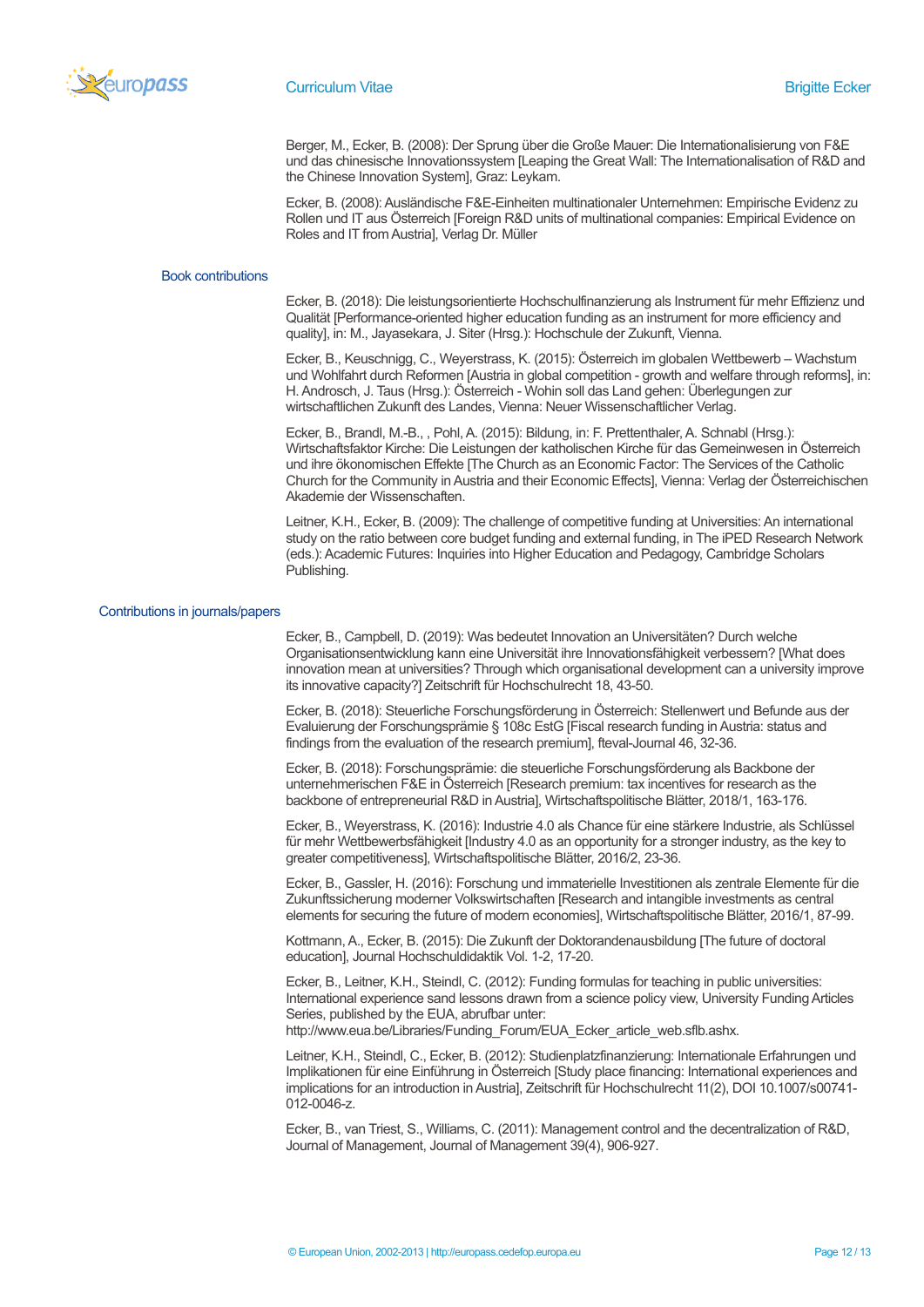Berger, M., Ecker, B. (2008): Der Sprung über die Große Mauer: Die Internationalisierung von F&E und das chinesische Innovationssystem [Leaping the Great Wall: The Internationalisation of R&D and the Chinese Innovation System], Graz: Leykam.

Ecker, B. (2008): Ausländische F&E-Einheiten multinationaler Unternehmen: Empirische Evidenz zu Rollen und IT aus Österreich [Foreign R&D units of multinational companies: Empirical Evidence on Roles and IT from Austria], Verlag Dr. Müller

## Book contributions

Ecker, B. (2018): Die leistungsorientierte Hochschulfinanzierung als Instrument für mehr Effizienz und Qualität [Performance-oriented higher education funding as an instrument for more efficiency and quality], in: M., Jayasekara, J. Siter (Hrsg.): Hochschule der Zukunft, Vienna.

Ecker, B., Keuschnigg, C., Weyerstrass, K. (2015): Österreich im globalen Wettbewerb – Wachstum und Wohlfahrt durch Reformen [Austria in global competition - growth and welfare through reforms], in: H. Androsch, J. Taus (Hrsg.): Österreich - Wohin soll das Land gehen: Überlegungen zur wirtschaftlichen Zukunft des Landes, Vienna: Neuer Wissenschaftlicher Verlag.

Ecker, B., Brandl, M.-B., , Pohl, A. (2015): Bildung, in: F. Prettenthaler, A. Schnabl (Hrsg.): Wirtschaftsfaktor Kirche: Die Leistungen der katholischen Kirche für das Gemeinwesen in Österreich und ihre ökonomischen Effekte [The Church as an Economic Factor: The Services of the Catholic Church for the Community in Austria and their Economic Effects], Vienna: Verlag der Österreichischen Akademie der Wissenschaften.

Leitner, K.H., Ecker, B. (2009): The challenge of competitive funding at Universities: An international study on the ratio between core budget funding and external funding, in The iPED Research Network (eds.): Academic Futures: Inquiries into Higher Education and Pedagogy, Cambridge Scholars Publishing.

## Contributions in journals/papers

Ecker, B., Campbell, D. (2019): Was bedeutet Innovation an Universitäten? Durch welche Organisationsentwicklung kann eine Universität ihre Innovationsfähigkeit verbessern? [What does innovation mean at universities? Through which organisational development can a university improve its innovative capacity?] Zeitschrift für Hochschulrecht 18, 43-50.

Ecker, B. (2018): Steuerliche Forschungsförderung in Österreich: Stellenwert und Befunde aus der Evaluierung der Forschungsprämie § 108c EstG [Fiscal research funding in Austria: status and findings from the evaluation of the research premium], fteval-Journal 46, 32-36.

Ecker, B. (2018): Forschungsprämie: die steuerliche Forschungsförderung als Backbone der unternehmerischen F&E in Österreich [Research premium: tax incentives for research as the backbone of entrepreneurial R&D in Austria], Wirtschaftspolitische Blätter, 2018/1, 163-176.

Ecker, B., Weyerstrass, K. (2016): Industrie 4.0 als Chance für eine stärkere Industrie, als Schlüssel für mehr Wettbewerbsfähigkeit [Industry 4.0 as an opportunity for a stronger industry, as the key to greater competitiveness], Wirtschaftspolitische Blätter, 2016/2, 23-36.

Ecker, B., Gassler, H. (2016): Forschung und immaterielle Investitionen als zentrale Elemente für die Zukunftssicherung moderner Volkswirtschaften [Research and intangible investments as central elements for securing the future of modern economies], Wirtschaftspolitische Blätter, 2016/1, 87-99.

Kottmann, A., Ecker, B. (2015): Die Zukunft der Doktorandenausbildung [The future of doctoral education], Journal Hochschuldidaktik Vol. 1-2, 17-20.

Ecker, B., Leitner, K.H., Steindl, C. (2012): Funding formulas for teaching in public universities: International experience sand lessons drawn from a science policy view, University Funding Articles Series, published by the EUA, abrufbar unter: http://www.eua.be/Libraries/Funding_Forum/EUA_Ecker_article_web.sflb.ashx.

Leitner, K.H., Steindl, C., Ecker, B. (2012): Studienplatzfinanzierung: Internationale Erfahrungen und Implikationen für eine Einführung in Österreich [Study place financing: International experiences and implications for an introduction in Austria], Zeitschrift für Hochschulrecht 11(2), DOI 10.1007/s00741-012-0046-z.

Ecker, B., van Triest, S., Williams, C. (2011): Management control and the decentralization of R&D, Journal of Management, Journal of Management 39(4), 906-927.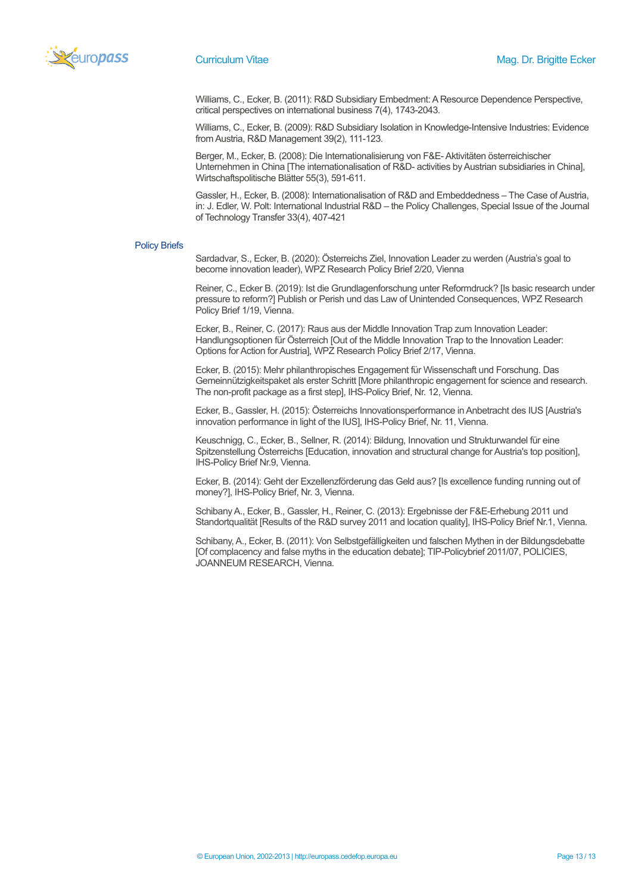Williams, C., Ecker, B. (2011): R&D Subsidiary Embedment: A Resource Dependence Perspective, critical perspectives on international business 7(4), 1743-2043.

Williams, C., Ecker, B. (2009): R&D Subsidiary Isolation in Knowledge-Intensive Industries: Evidence from Austria, R&D Management 39(2), 111-123.

Berger, M., Ecker, B. (2008): Die Internationalisierung von F&E- Aktivitäten österreichischer Unternehmen in China [The internationalisation of R&D- activities by Austrian subsidiaries in China], Wirtschaftspolitische Blätter 55(3), 591-611.

Gassler, H., Ecker, B. (2008): Internationalisation of R&D and Embeddedness – The Case of Austria, in: J. Edler, W. Polt: International Industrial R&D – the Policy Challenges, Special Issue of the Journal of Technology Transfer 33(4), 407-421

## Policy Briefs

Sardadvar, S., Ecker, B. (2020): Österreichs Ziel, Innovation Leader zu werden (Austria's goal to become innovation leader), WPZ Research Policy Brief 2/20, Vienna

Reiner, C., Ecker B. (2019): Ist die Grundlagenforschung unter Reformdruck? [Is basic research under pressure to reform?] Publish or Perish und das Law of Unintended Consequences, WPZ Research Policy Brief 1/19, Vienna.

Ecker, B., Reiner, C. (2017): Raus aus der Middle Innovation Trap zum Innovation Leader: Handlungsoptionen für Österreich [Out of the Middle Innovation Trap to the Innovation Leader: Options for Action for Austria], WPZ Research Policy Brief 2/17, Vienna.

Ecker, B. (2015): Mehr philanthropisches Engagement für Wissenschaft und Forschung. Das Gemeinnützigkeitspaket als erster Schritt [More philanthropic engagement for science and research. The non-profit package as a first step], IHS-Policy Brief, Nr. 12, Vienna.

Ecker, B., Gassler, H. (2015): Österreichs Innovationsperformance in Anbetracht des IUS [Austria's innovation performance in light of the IUS], IHS-Policy Brief, Nr. 11, Vienna.

Keuschnigg, C., Ecker, B., Sellner, R. (2014): Bildung, Innovation und Strukturwandel für eine Spitzenstellung Österreichs [Education, innovation and structural change for Austria's top position], IHS-Policy Brief Nr.9, Vienna.

Ecker, B. (2014): Geht der Exzellenzförderung das Geld aus? [Is excellence funding running out of money?], IHS-Policy Brief, Nr. 3, Vienna.

Schibany A., Ecker, B., Gassler, H., Reiner, C. (2013): Ergebnisse der F&E-Erhebung 2011 und Standortqualität [Results of the R&D survey 2011 and location quality], IHS-Policy Brief Nr.1, Vienna.

Schibany, A., Ecker, B. (2011): Von Selbstgefälligkeiten und falschen Mythen in der Bildungsdebatte [Of complacency and false myths in the education debate]; TIP-Policybrief 2011/07, POLICIES, JOANNEUM RESEARCH, Vienna.